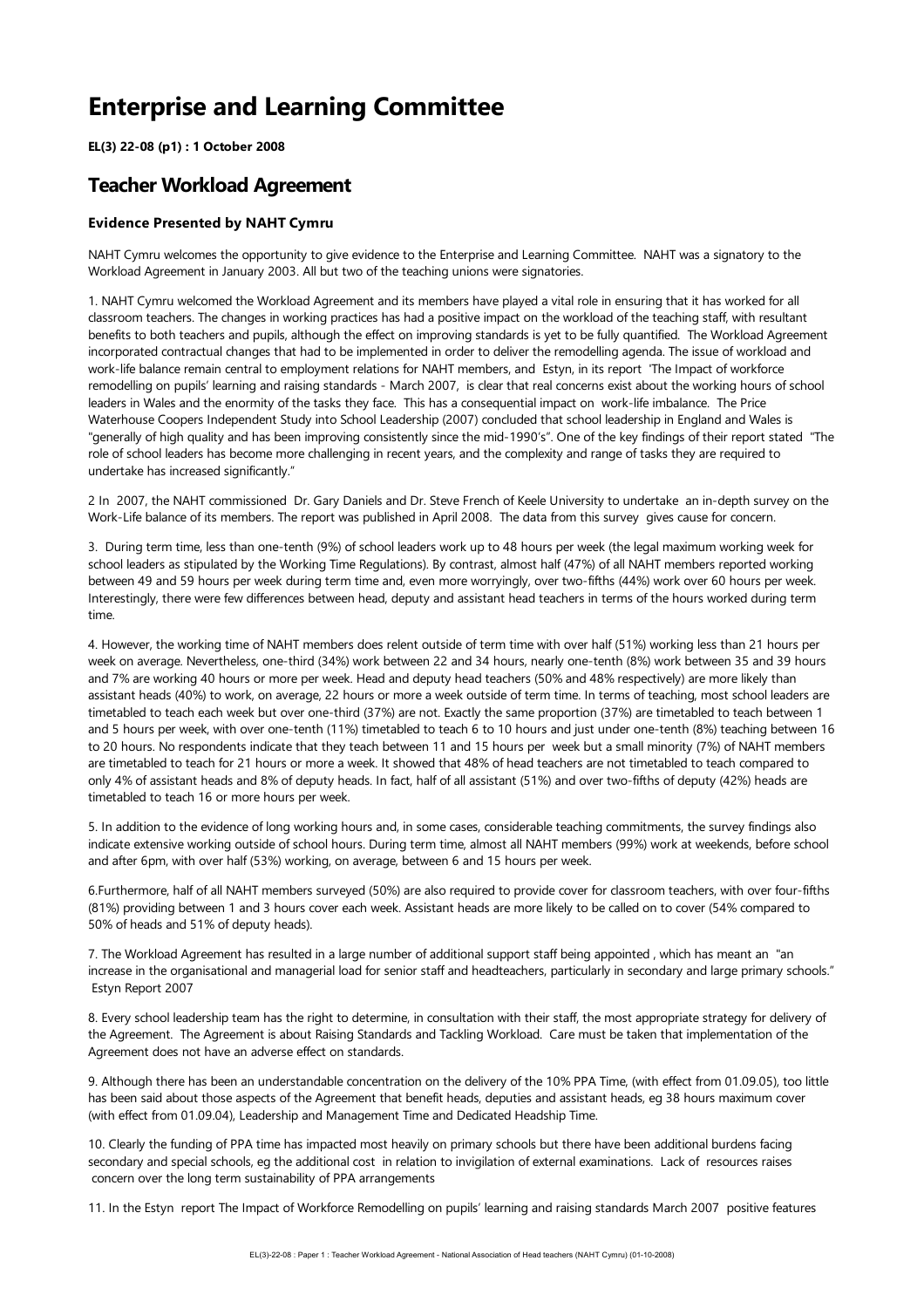# Enterprise and Learning Committee

**EL(3) 22-08 (p1) : 1 October 2008**

## Teacher Workload Agreement

### Evidence Presented by NAHT Cymru

NAHT Cymru welcomes the opportunity to give evidence to the Enterprise and Learning Committee. NAHT was a signatory to the Workload Agreement in January 2003. All but two of the teaching unions were signatories.

1. NAHT Cymru welcomed the Workload Agreement and its members have played a vital role in ensuring that it has worked for all classroom teachers. The changes in working practices has had a positive impact on the workload of the teaching staff, with resultant benefits to both teachers and pupils, although the effect on improving standards is yet to be fully quantified. The Workload Agreement incorporated contractual changes that had to be implemented in order to deliver the remodelling agenda. The issue of workload and work-life balance remain central to employment relations for NAHT members, and Estyn, in its report 'The Impact of workforce remodelling on pupils' learning and raising standards - March 2007, is clear that real concerns exist about the working hours of school leaders in Wales and the enormity of the tasks they face. This has a consequential impact on work-life imbalance. The Price Waterhouse Coopers Independent Study into School Leadership (2007) concluded that school leadership in England and Wales is "generally of high quality and has been improving consistently since the mid-1990's". One of the key findings of their report stated "The role of school leaders has become more challenging in recent years, and the complexity and range of tasks they are required to undertake has increased significantly."

2 In 2007, the NAHT commissioned Dr. Gary Daniels and Dr. Steve French of Keele University to undertake an in-depth survey on the Work-Life balance of its members. The report was published in April 2008. The data from this survey gives cause for concern.

3. During term time, less than one-tenth (9%) of school leaders work up to 48 hours per week (the legal maximum working week for school leaders as stipulated by the Working Time Regulations). By contrast, almost half (47%) of all NAHT members reported working between 49 and 59 hours per week during term time and, even more worryingly, over two-fifths (44%) work over 60 hours per week. Interestingly, there were few differences between head, deputy and assistant head teachers in terms of the hours worked during term time.

4. However, the working time of NAHT members does relent outside of term time with over half (51%) working less than 21 hours per week on average. Nevertheless, one-third (34%) work between 22 and 34 hours, nearly one-tenth (8%) work between 35 and 39 hours and 7% are working 40 hours or more per week. Head and deputy head teachers (50% and 48% respectively) are more likely than assistant heads (40%) to work, on average, 22 hours or more a week outside of term time. In terms of teaching, most school leaders are timetabled to teach each week but over one-third (37%) are not. Exactly the same proportion (37%) are timetabled to teach between 1 and 5 hours per week, with over one-tenth (11%) timetabled to teach 6 to 10 hours and just under one-tenth (8%) teaching between 16 to 20 hours. No respondents indicate that they teach between 11 and 15 hours per week but a small minority (7%) of NAHT members are timetabled to teach for 21 hours or more a week. It showed that 48% of head teachers are not timetabled to teach compared to only 4% of assistant heads and 8% of deputy heads. In fact, half of all assistant (51%) and over two-fifths of deputy (42%) heads are timetabled to teach 16 or more hours per week.

5. In addition to the evidence of long working hours and, in some cases, considerable teaching commitments, the survey findings also indicate extensive working outside of school hours. During term time, almost all NAHT members (99%) work at weekends, before school and after 6pm, with over half (53%) working, on average, between 6 and 15 hours per week.

6.Furthermore, half of all NAHT members surveyed (50%) are also required to provide cover for classroom teachers, with over four-fifths (81%) providing between 1 and 3 hours cover each week. Assistant heads are more likely to be called on to cover (54% compared to 50% of heads and 51% of deputy heads).

7. The Workload Agreement has resulted in a large number of additional support staff being appointed , which has meant an "an increase in the organisational and managerial load for senior staff and headteachers, particularly in secondary and large primary schools." Estyn Report 2007

8. Every school leadership team has the right to determine, in consultation with their staff, the most appropriate strategy for delivery of the Agreement. The Agreement is about Raising Standards and Tackling Workload. Care must be taken that implementation of the Agreement does not have an adverse effect on standards.

9. Although there has been an understandable concentration on the delivery of the 10% PPA Time, (with effect from 01.09.05), too little has been said about those aspects of the Agreement that benefit heads, deputies and assistant heads, eg 38 hours maximum cover (with effect from 01.09.04), Leadership and Management Time and Dedicated Headship Time.

10. Clearly the funding of PPA time has impacted most heavily on primary schools but there have been additional burdens facing secondary and special schools, eg the additional cost in relation to invigilation of external examinations. Lack of resources raises concern over the long term sustainability of PPA arrangements

11. In the Estyn report The Impact of Workforce Remodelling on pupils' learning and raising standards March 2007 positive features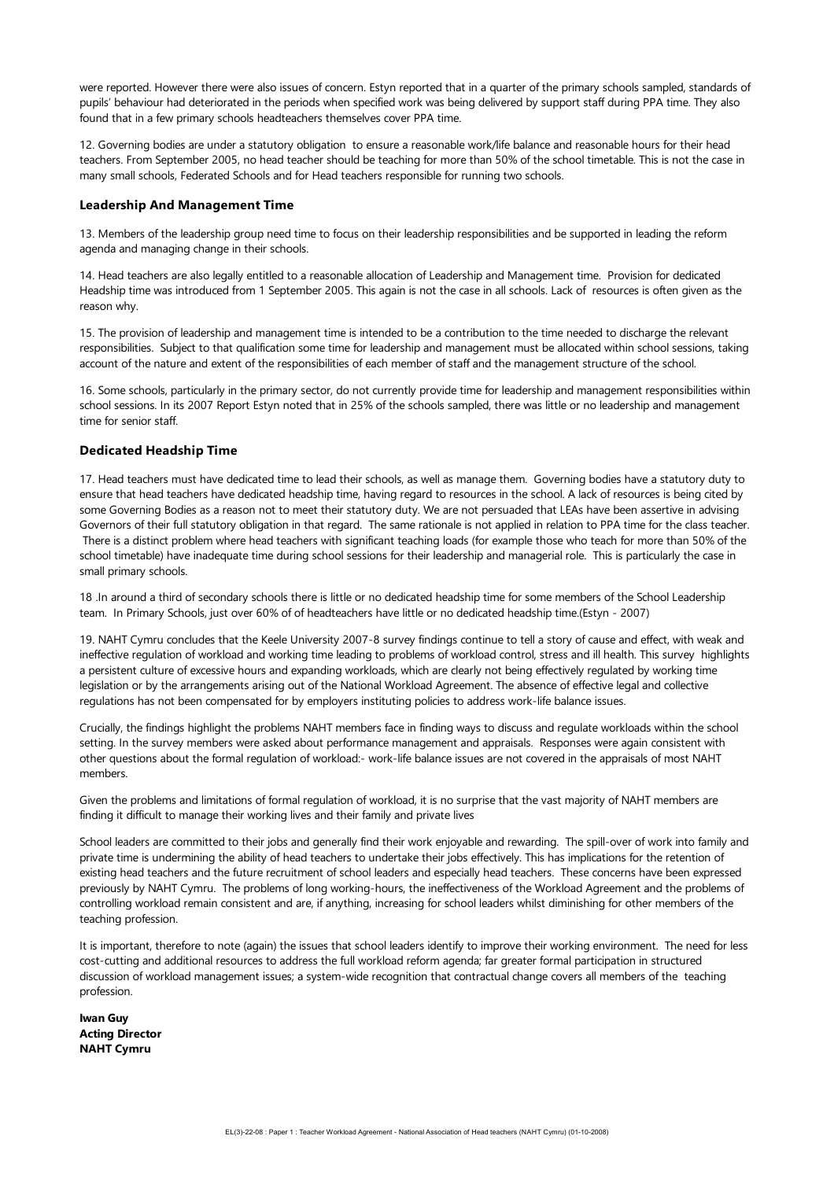were reported. However there were also issues of concern. Estyn reported that in a quarter of the primary schools sampled, standards of pupils' behaviour had deteriorated in the periods when specified work was being delivered by support staff during PPA time. They also found that in a few primary schools headteachers themselves cover PPA time.

12. Governing bodies are under a statutory obligation to ensure a reasonable work/life balance and reasonable hours for their head teachers. From September 2005, no head teacher should be teaching for more than 50% of the school timetable. This is not the case in many small schools, Federated Schools and for Head teachers responsible for running two schools.

### Leadership And Management Time

13. Members of the leadership group need time to focus on their leadership responsibilities and be supported in leading the reform agenda and managing change in their schools.

14. Head teachers are also legally entitled to a reasonable allocation of Leadership and Management time. Provision for dedicated Headship time was introduced from 1 September 2005. This again is not the case in all schools. Lack of resources is often given as the reason why.

15. The provision of leadership and management time is intended to be a contribution to the time needed to discharge the relevant responsibilities. Subject to that qualification some time for leadership and management must be allocated within school sessions, taking account of the nature and extent of the responsibilities of each member of staff and the management structure of the school.

16. Some schools, particularly in the primary sector, do not currently provide time for leadership and management responsibilities within school sessions. In its 2007 Report Estyn noted that in 25% of the schools sampled, there was little or no leadership and management time for senior staff.

### Dedicated Headship Time

17. Head teachers must have dedicated time to lead their schools, as well as manage them. Governing bodies have a statutory duty to ensure that head teachers have dedicated headship time, having regard to resources in the school. A lack of resources is being cited by some Governing Bodies as a reason not to meet their statutory duty. We are not persuaded that LEAs have been assertive in advising Governors of their full statutory obligation in that regard. The same rationale is not applied in relation to PPA time for the class teacher. There is a distinct problem where head teachers with significant teaching loads (for example those who teach for more than 50% of the school timetable) have inadequate time during school sessions for their leadership and managerial role. This is particularly the case in small primary schools.

18 .In around a third of secondary schools there is little or no dedicated headship time for some members of the School Leadership team. In Primary Schools, just over 60% of of headteachers have little or no dedicated headship time.(Estyn - 2007)

19. NAHT Cymru concludes that the Keele University 2007-8 survey findings continue to tell a story of cause and effect, with weak and ineffective regulation of workload and working time leading to problems of workload control, stress and ill health. This survey highlights a persistent culture of excessive hours and expanding workloads, which are clearly not being effectively regulated by working time legislation or by the arrangements arising out of the National Workload Agreement. The absence of effective legal and collective regulations has not been compensated for by employers instituting policies to address work-life balance issues.

Crucially, the findings highlight the problems NAHT members face in finding ways to discuss and regulate workloads within the school setting. In the survey members were asked about performance management and appraisals. Responses were again consistent with other questions about the formal regulation of workload:- work-life balance issues are not covered in the appraisals of most NAHT members.

Given the problems and limitations of formal regulation of workload, it is no surprise that the vast majority of NAHT members are finding it difficult to manage their working lives and their family and private lives

School leaders are committed to their jobs and generally find their work enjoyable and rewarding. The spill-over of work into family and private time is undermining the ability of head teachers to undertake their jobs effectively. This has implications for the retention of existing head teachers and the future recruitment of school leaders and especially head teachers. These concerns have been expressed previously by NAHT Cymru. The problems of long working-hours, the ineffectiveness of the Workload Agreement and the problems of controlling workload remain consistent and are, if anything, increasing for school leaders whilst diminishing for other members of the teaching profession.

It is important, therefore to note (again) the issues that school leaders identify to improve their working environment. The need for less cost-cutting and additional resources to address the full workload reform agenda; far greater formal participation in structured discussion of workload management issues; a system-wide recognition that contractual change covers all members of the teaching profession.

**Iwan Guy**
**Acting Director**
**NAHT Cymru**